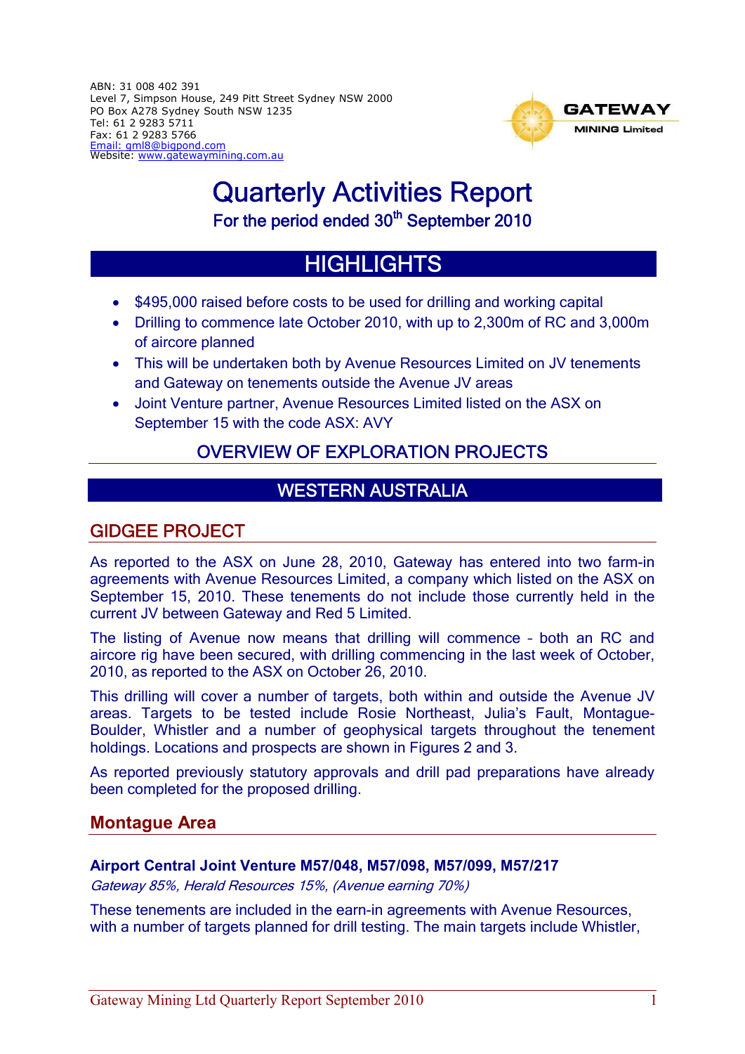ABN: 31 008 402 391
Level 7, Simpson House, 249 Pitt Street Sydney NSW 2000
PO Box A278 Sydney South NSW 1235
Tel: 61 2 9283 5711
Fax: 61 2 9283 5766
Email: gml8@bigpond.com
Website: www.gatewaymining.com.au

GATEWAY MINING Limited

# Quarterly Activities Report

## For the period ended 30th September 2010

## HIGHLIGHTS

- $495,000 raised before costs to be used for drilling and working capital
- Drilling to commence late October 2010, with up to 2,300m of RC and 3,000m of aircore planned
- This will be undertaken both by Avenue Resources Limited on JV tenements and Gateway on tenements outside the Avenue JV areas
- Joint Venture partner, Avenue Resources Limited listed on the ASX on September 15 with the code ASX: AVY

## OVERVIEW OF EXPLORATION PROJECTS

## WESTERN AUSTRALIA

### GIDGEE PROJECT

As reported to the ASX on June 28, 2010, Gateway has entered into two farm-in agreements with Avenue Resources Limited, a company which listed on the ASX on September 15, 2010. These tenements do not include those currently held in the current JV between Gateway and Red 5 Limited.

The listing of Avenue now means that drilling will commence – both an RC and aircore rig have been secured, with drilling commencing in the last week of October, 2010, as reported to the ASX on October 26, 2010.

This drilling will cover a number of targets, both within and outside the Avenue JV areas. Targets to be tested include Rosie Northeast, Julia's Fault, Montague-Boulder, Whistler and a number of geophysical targets throughout the tenement holdings. Locations and prospects are shown in Figures 2 and 3.

As reported previously statutory approvals and drill pad preparations have already been completed for the proposed drilling.

### Montague Area

**Airport Central Joint Venture M57/048, M57/098, M57/099, M57/217**

*Gateway 85%, Herald Resources 15%, (Avenue earning 70%)*

These tenements are included in the earn-in agreements with Avenue Resources, with a number of targets planned for drill testing. The main targets include Whistler,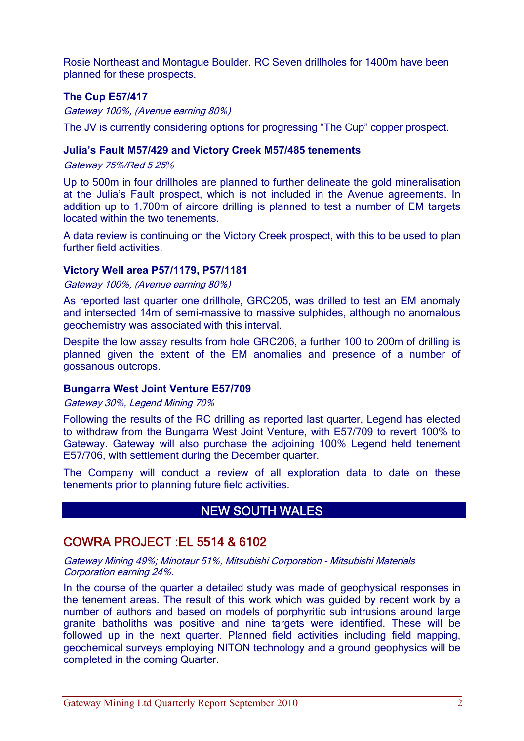Rosie Northeast and Montague Boulder. RC Seven drillholes for 1400m have been planned for these prospects.

### The Cup E57/417

*Gateway 100%, (Avenue earning 80%)*

The JV is currently considering options for progressing "The Cup" copper prospect.

### Julia's Fault M57/429 and Victory Creek M57/485 tenements

*Gateway 75%/Red 5 25%*

Up to 500m in four drillholes are planned to further delineate the gold mineralisation at the Julia's Fault prospect, which is not included in the Avenue agreements. In addition up to 1,700m of aircore drilling is planned to test a number of EM targets located within the two tenements.

A data review is continuing on the Victory Creek prospect, with this to be used to plan further field activities.

### Victory Well area P57/1179, P57/1181

*Gateway 100%, (Avenue earning 80%)*

As reported last quarter one drillhole, GRC205, was drilled to test an EM anomaly and intersected 14m of semi-massive to massive sulphides, although no anomalous geochemistry was associated with this interval.

Despite the low assay results from hole GRC206, a further 100 to 200m of drilling is planned given the extent of the EM anomalies and presence of a number of gossanous outcrops.

### Bungarra West Joint Venture E57/709

*Gateway 30%, Legend Mining 70%*

Following the results of the RC drilling as reported last quarter, Legend has elected to withdraw from the Bungarra West Joint Venture, with E57/709 to revert 100% to Gateway. Gateway will also purchase the adjoining 100% Legend held tenement E57/706, with settlement during the December quarter.

The Company will conduct a review of all exploration data to date on these tenements prior to planning future field activities.

# NEW SOUTH WALES

## COWRA PROJECT :EL 5514 & 6102

*Gateway Mining 49%; Minotaur 51%, Mitsubishi Corporation - Mitsubishi Materials Corporation earning 24%.*

In the course of the quarter a detailed study was made of geophysical responses in the tenement areas. The result of this work which was guided by recent work by a number of authors and based on models of porphyritic sub intrusions around large granite batholiths was positive and nine targets were identified. These will be followed up in the next quarter. Planned field activities including field mapping, geochemical surveys employing NITON technology and a ground geophysics will be completed in the coming Quarter.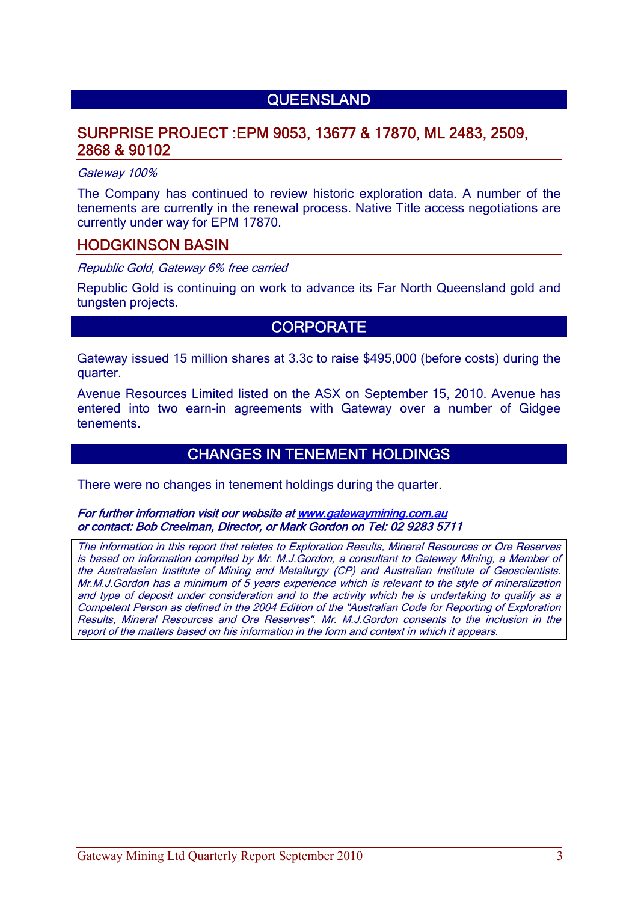## QUEENSLAND

### SURPRISE PROJECT :EPM 9053, 13677 & 17870, ML 2483, 2509, 2868 & 90102

*Gateway 100%*

The Company has continued to review historic exploration data. A number of the tenements are currently in the renewal process. Native Title access negotiations are currently under way for EPM 17870.

### HODGKINSON BASIN

*Republic Gold, Gateway 6% free carried*

Republic Gold is continuing on work to advance its Far North Queensland gold and tungsten projects.

## CORPORATE

Gateway issued 15 million shares at 3.3c to raise $495,000 (before costs) during the quarter.

Avenue Resources Limited listed on the ASX on September 15, 2010. Avenue has entered into two earn-in agreements with Gateway over a number of Gidgee tenements.

## CHANGES IN TENEMENT HOLDINGS

There were no changes in tenement holdings during the quarter.

***For further information visit our website at [www.gatewaymining.com.au](http://www.gatewaymining.com.au)***
***or contact: Bob Creelman, Director, or Mark Gordon on Tel: 02 9283 5711***

*The information in this report that relates to Exploration Results, Mineral Resources or Ore Reserves is based on information compiled by Mr. M.J.Gordon, a consultant to Gateway Mining, a Member of the Australasian Institute of Mining and Metallurgy (CP) and Australian Institute of Geoscientists. Mr.M.J.Gordon has a minimum of 5 years experience which is relevant to the style of mineralization and type of deposit under consideration and to the activity which he is undertaking to qualify as a Competent Person as defined in the 2004 Edition of the "Australian Code for Reporting of Exploration Results, Mineral Resources and Ore Reserves". Mr. M.J.Gordon consents to the inclusion in the report of the matters based on his information in the form and context in which it appears.*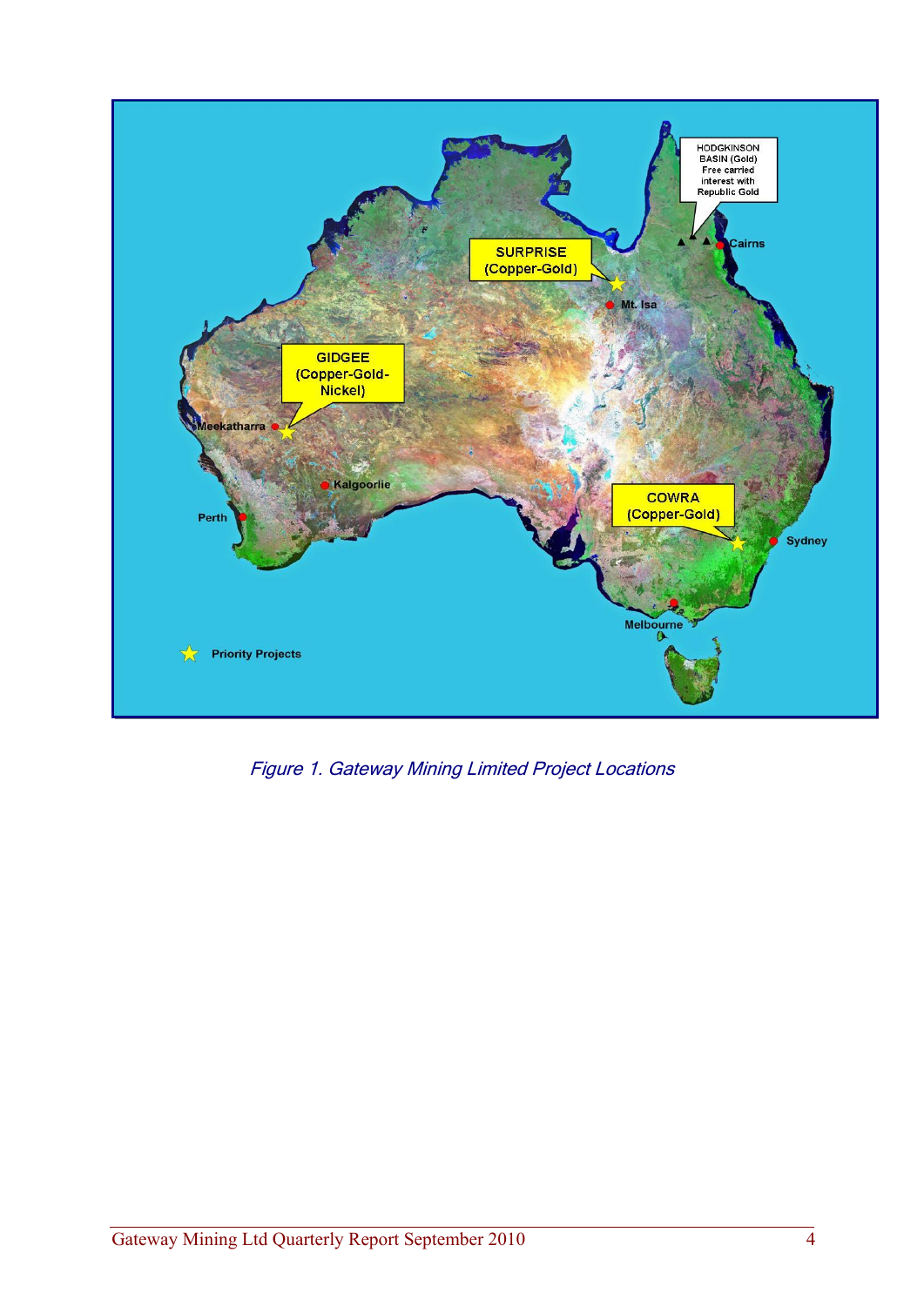*Figure 1. Gateway Mining Limited Project Locations*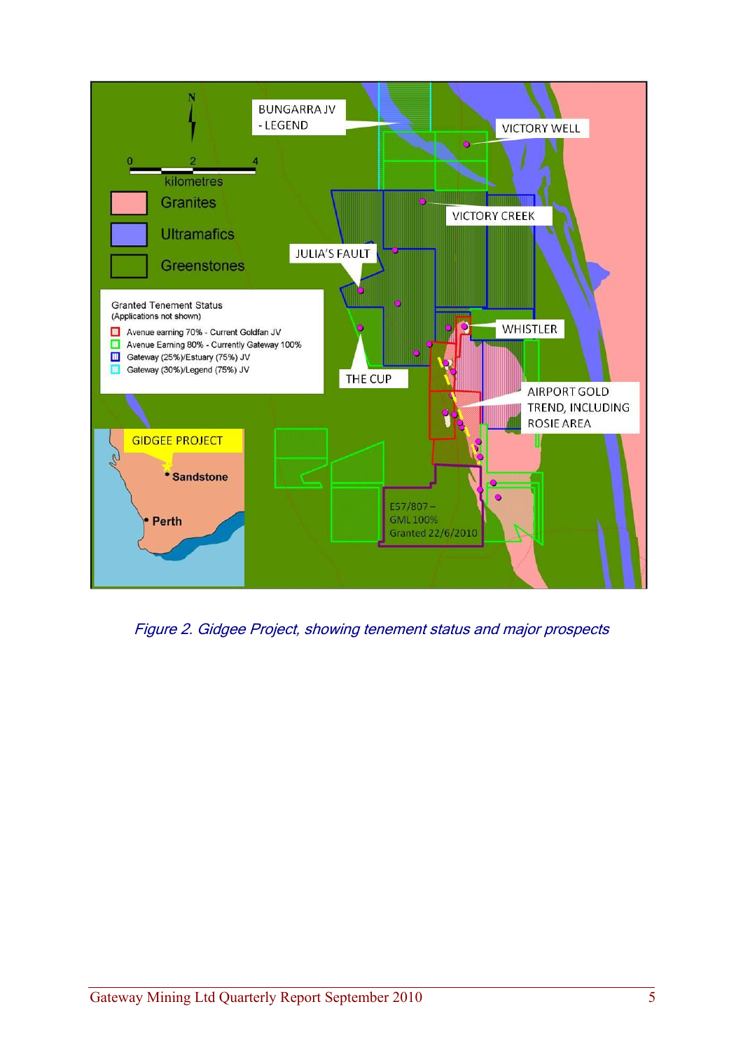*Figure 2. Gidgee Project, showing tenement status and major prospects*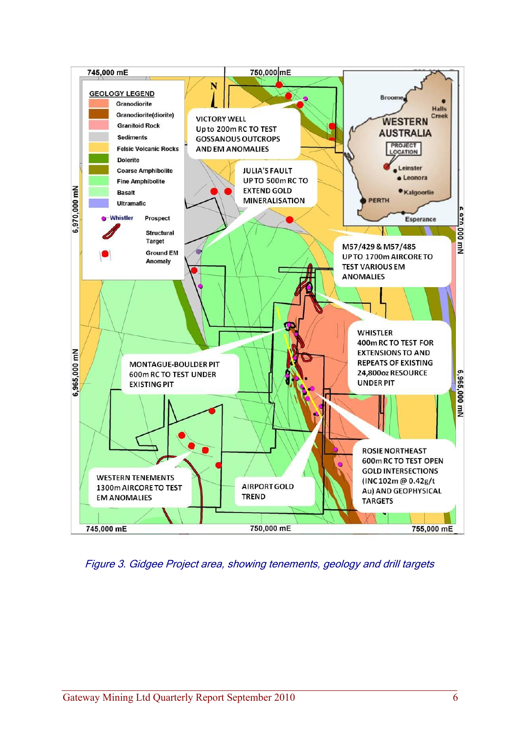745,000 mE

750,000 mE

N

GEOLOGY LEGEND

Granodiorite

Granodiorite(diorite)

Granitoid Rock

Sediments

Felsic Volcanic Rocks

Dolerite

Coarse Amphibolite

Fine Amphibolite

Basalt

Ultramafic

Whistler Prospect

Structural Target

Ground EM Anomaly

VICTORY WELL
Up to 200m RC TO TEST GOSSANOUS OUTCROPS AND EM ANOMALIES

JULIA'S FAULT
UP TO 500m RC TO EXTEND GOLD MINERALISATION

Broome

Halls Creek

WESTERN AUSTRALIA

PROJECT LOCATION

Leinster

Leonora

Kalgoorlie

PERTH

Esperance

M57/429 & M57/485
UP TO 1700m AIRCORE TO TEST VARIOUS EM ANOMALIES

WHISTLER
400m RC TO TEST FOR EXTENSIONS TO AND REPEATS OF EXISTING 24,800oz RESOURCE UNDER PIT

MONTAGUE-BOULDER PIT
600m RC TO TEST UNDER EXISTING PIT

ROSIE NORTHEAST
600m RC TO TEST OPEN GOLD INTERSECTIONS (INC 102m @ 0.42g/t Au) AND GEOPHYSICAL TARGETS

WESTERN TENEMENTS
1300m AIRCORE TO TEST EM ANOMALIES

AIRPORT GOLD TREND

6,970,000 mN

6,965,000 mN

745,000 mE

750,000 mE

755,000 mE

*Figure 3. Gidgee Project area, showing tenements, geology and drill targets*